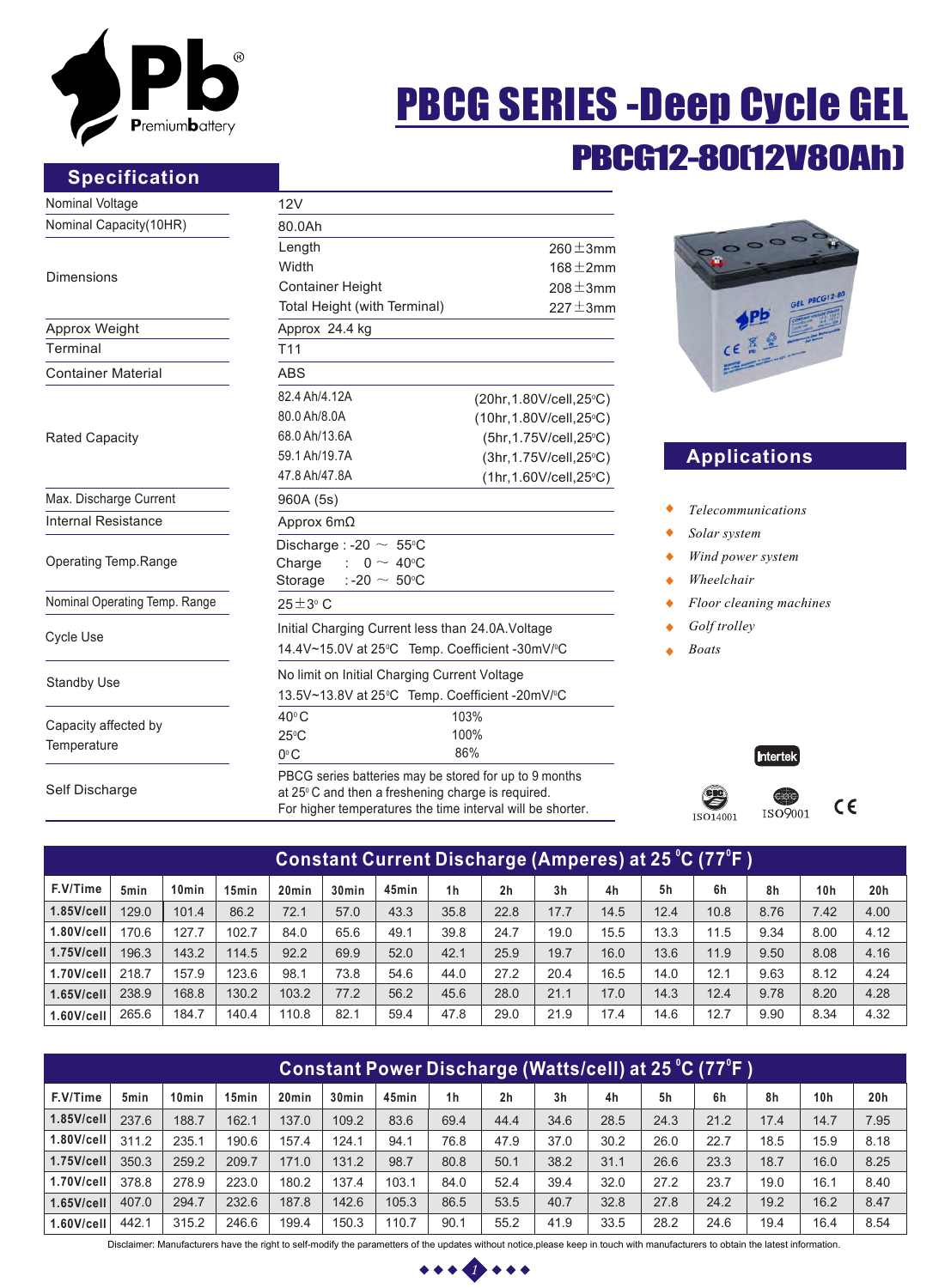# PBCG SERIES -Deep Cycle GEL

## PBCG12-80(12V80Ah)

## Specification

| | | |
|---|---|---|
| Nominal Voltage | 12V | |
| Nominal Capacity(10HR) | 80.0Ah | |
| Dimensions | Length | 260±3mm |
| | Width | 168±2mm |
| | Container Height | 208±3mm |
| | Total Height (with Terminal) | 227±3mm |
| Approx Weight | Approx 24.4 kg | |
| Terminal | T11 | |
| Container Material | ABS | |
| Rated Capacity | 82.4 Ah/4.12A | (20hr,1.80V/cell,25°C) |
| | 80.0 Ah/8.0A | (10hr,1.80V/cell,25°C) |
| | 68.0 Ah/13.6A | (5hr,1.75V/cell,25°C) |
| | 59.1 Ah/19.7A | (3hr,1.75V/cell,25°C) |
| | 47.8 Ah/47.8A | (1hr,1.60V/cell,25°C) |
| Max. Discharge Current | 960A (5s) | |
| Internal Resistance | Approx 6mΩ | |
| Operating Temp.Range | Discharge : -20 ~ 55°C<br>Charge : 0 ~ 40°C<br>Storage : -20 ~ 50°C | |
| Nominal Operating Temp. Range | 25±3° C | |
| Cycle Use | Initial Charging Current less than 24.0A.Voltage<br>14.4V~15.0V at 25°C Temp. Coefficient -30mV/°C | |
| Standby Use | No limit on Initial Charging Current Voltage<br>13.5V~13.8V at 25°C Temp. Coefficient -20mV/°C | |
| Capacity affected by Temperature | 40°C | 103% |
| | 25°C | 100% |
| | 0°C | 86% |
| Self Discharge | PBCG series batteries may be stored for up to 9 months at 25° C and then a freshening charge is required.<br>For higher temperatures the time interval will be shorter. | |

## Applications

- *Telecommunications*
- *Solar system*
- *Wind power system*
- *Wheelchair*
- *Floor cleaning machines*
- *Golf trolley*
- *Boats*

Intertek ISO14001 ISO9001 CE

## Constant Current Discharge (Amperes) at 25 °C (77°F )

| F.V/Time | 5min | 10min | 15min | 20min | 30min | 45min | 1h | 2h | 3h | 4h | 5h | 6h | 8h | 10h | 20h |
|---|---|---|---|---|---|---|---|---|---|---|---|---|---|---|---|
| 1.85V/cell | 129.0 | 101.4 | 86.2 | 72.1 | 57.0 | 43.3 | 35.8 | 22.8 | 17.7 | 14.5 | 12.4 | 10.8 | 8.76 | 7.42 | 4.00 |
| 1.80V/cell | 170.6 | 127.7 | 102.7 | 84.0 | 65.6 | 49.1 | 39.8 | 24.7 | 19.0 | 15.5 | 13.3 | 11.5 | 9.34 | 8.00 | 4.12 |
| 1.75V/cell | 196.3 | 143.2 | 114.5 | 92.2 | 69.9 | 52.0 | 42.1 | 25.9 | 19.7 | 16.0 | 13.6 | 11.9 | 9.50 | 8.08 | 4.16 |
| 1.70V/cell | 218.7 | 157.9 | 123.6 | 98.1 | 73.8 | 54.6 | 44.0 | 27.2 | 20.4 | 16.5 | 14.0 | 12.1 | 9.63 | 8.12 | 4.24 |
| 1.65V/cell | 238.9 | 168.8 | 130.2 | 103.2 | 77.2 | 56.2 | 45.6 | 28.0 | 21.1 | 17.0 | 14.3 | 12.4 | 9.78 | 8.20 | 4.28 |
| 1.60V/cell | 265.6 | 184.7 | 140.4 | 110.8 | 82.1 | 59.4 | 47.8 | 29.0 | 21.9 | 17.4 | 14.6 | 12.7 | 9.90 | 8.34 | 4.32 |

## Constant Power Discharge (Watts/cell) at 25 °C (77°F )

| F.V/Time | 5min | 10min | 15min | 20min | 30min | 45min | 1h | 2h | 3h | 4h | 5h | 6h | 8h | 10h | 20h |
|---|---|---|---|---|---|---|---|---|---|---|---|---|---|---|---|
| 1.85V/cell | 237.6 | 188.7 | 162.1 | 137.0 | 109.2 | 83.6 | 69.4 | 44.4 | 34.6 | 28.5 | 24.3 | 21.2 | 17.4 | 14.7 | 7.95 |
| 1.80V/cell | 311.2 | 235.1 | 190.6 | 157.4 | 124.1 | 94.1 | 76.8 | 47.9 | 37.0 | 30.2 | 26.0 | 22.7 | 18.5 | 15.9 | 8.18 |
| 1.75V/cell | 350.3 | 259.2 | 209.7 | 171.0 | 131.2 | 98.7 | 80.8 | 50.1 | 38.2 | 31.1 | 26.6 | 23.3 | 18.7 | 16.0 | 8.25 |
| 1.70V/cell | 378.8 | 278.9 | 223.0 | 180.2 | 137.4 | 103.1 | 84.0 | 52.4 | 39.4 | 32.0 | 27.2 | 23.7 | 19.0 | 16.1 | 8.40 |
| 1.65V/cell | 407.0 | 294.7 | 232.6 | 187.8 | 142.6 | 105.3 | 86.5 | 53.5 | 40.7 | 32.8 | 27.8 | 24.2 | 19.2 | 16.2 | 8.47 |
| 1.60V/cell | 442.1 | 315.2 | 246.6 | 199.4 | 150.3 | 110.7 | 90.1 | 55.2 | 41.9 | 33.5 | 28.2 | 24.6 | 19.4 | 16.4 | 8.54 |

Disclaimer: Manufacturers have the right to self-modify the parameters of the updates without notice,please keep in touch with manufacturers to obtain the latest information.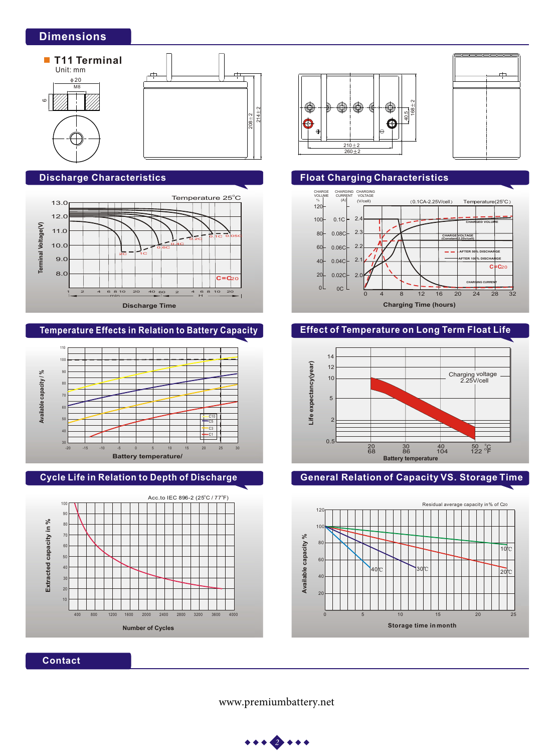## Dimensions

**T11 Terminal**

Unit: mm

ϕ20

M8

6

208±2

214±2

210±2

260±2

40.5

168±2

## Discharge Characteristics

Temperature 25°C

Terminal Voltage(V)

13.0
12.0
11.0
10.0
9.0
8.0

2C 1C 0.6C 0.4C 0.2C 0.1C 0.05C

C=C20

1 2 4 6 8 10 20 40 60 2 4 6 8 10 20

min H

Discharge Time

## Float Charging Characteristics

CHARGE VOLUME % | CHARGING CURRENT (A) | CHARGING VOLTAGE (V/cell)

(0.1CA-2.25V/cell) Temperature(25°C)

120 100 80 60 40 20 0

0.1C 0.08C 0.06C 0.04C 0.02C 0C

2.4 2.3 2.2 2.1 2.0

CHARGED VOLUME

CHARGE VOLTAGE (Constant 2.25V/cell)

AFTER 50% DISCHARGE

AFTER 100% DISCHARGE

C=C20

CHARGING CURRENT

0 4 8 12 16 20 24 28 32

Charging Time (hours)

## Temperature Effects in Relation to Battery Capacity

Available capacity / %

110 100 90 80 70 60 50 40 30

-20 -15 -10 -5 0 5 10 15 20 25 30

C10 C5 C3 C1

Battery temperature/

## Effect of Temperature on Long Term Float Life

Life expectancy(year)

14 12 10 5 2 0.5

Charging voltage 2.25V/cell

20 30 40 50 °C

68 86 104 122 °F

Battery temperature

## Cycle Life in Relation to Depth of Discharge

Acc.to IEC 896-2 (25°C / 77°F)

Extracted capacity in %

100 90 80 70 60 50 40 30 20 10

400 800 1200 1600 2000 2400 2800 3200 3600 4000

Number of Cycles

## General Relation of Capacity VS. Storage Time

Residual average capacity in % of C20

Available capacity %

120 100 80 60 40 20

10℃ 20℃ 30℃ 40℃

0 5 10 15 20 25

Storage time in month

## Contact

www.premiumbattery.net